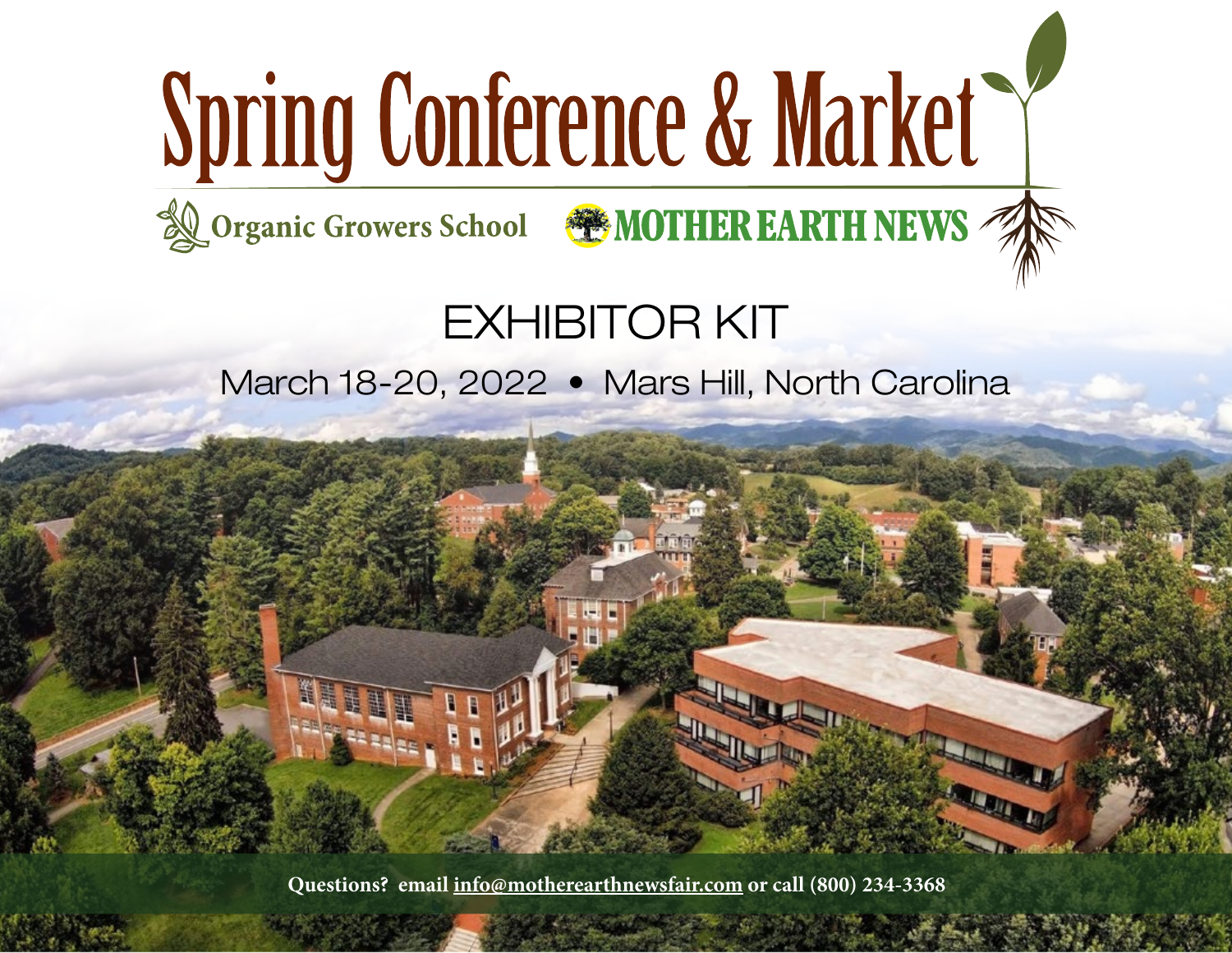# Spring Conference & Market

Organic Growers School    MOTHER EARTH NEWS

## EXHIBITOR KIT

March 18-20, 2022 • Mars Hill, North Carolina

**Questions? email info@motherearthnewsfair.com or call (800) 234-3368**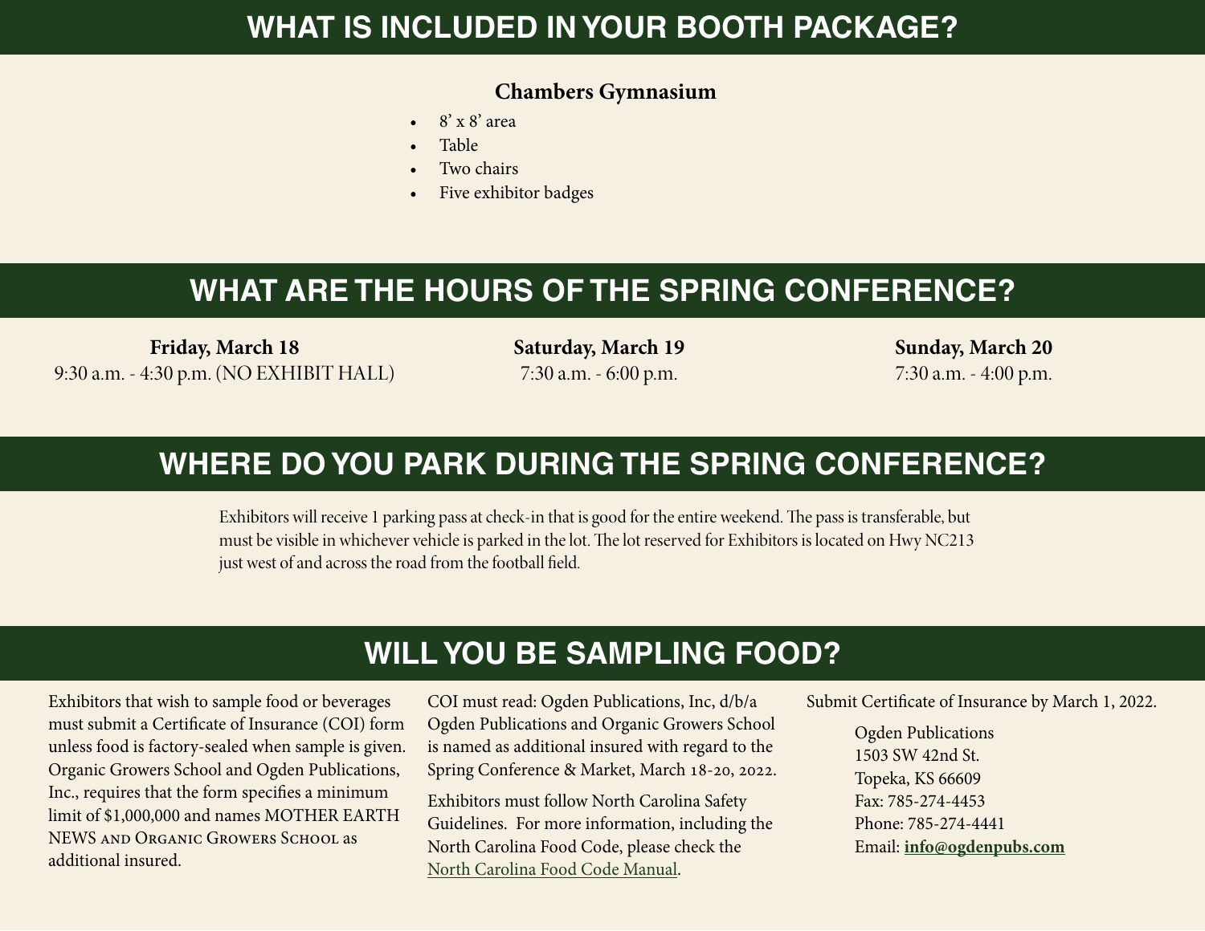# WHAT IS INCLUDED IN YOUR BOOTH PACKAGE?

**Chambers Gymnasium**

- 8' x 8' area
- Table
- Two chairs
- Five exhibitor badges

# WHAT ARE THE HOURS OF THE SPRING CONFERENCE?

**Friday, March 18**
9:30 a.m. - 4:30 p.m. (NO EXHIBIT HALL)

**Saturday, March 19**
7:30 a.m. - 6:00 p.m.

**Sunday, March 20**
7:30 a.m. - 4:00 p.m.

# WHERE DO YOU PARK DURING THE SPRING CONFERENCE?

Exhibitors will receive 1 parking pass at check-in that is good for the entire weekend. The pass is transferable, but must be visible in whichever vehicle is parked in the lot. The lot reserved for Exhibitors is located on Hwy NC213 just west of and across the road from the football field.

# WILL YOU BE SAMPLING FOOD?

Exhibitors that wish to sample food or beverages must submit a Certificate of Insurance (COI) form unless food is factory-sealed when sample is given. Organic Growers School and Ogden Publications, Inc., requires that the form specifies a minimum limit of $1,000,000 and names MOTHER EARTH NEWS and Organic Growers School as additional insured.

COI must read: Ogden Publications, Inc, d/b/a Ogden Publications and Organic Growers School is named as additional insured with regard to the Spring Conference & Market, March 18-20, 2022.

Exhibitors must follow North Carolina Safety Guidelines. For more information, including the North Carolina Food Code, please check the North Carolina Food Code Manual.

Submit Certificate of Insurance by March 1, 2022.

Ogden Publications
1503 SW 42nd St.
Topeka, KS 66609
Fax: 785-274-4453
Phone: 785-274-4441
Email: **info@ogdenpubs.com**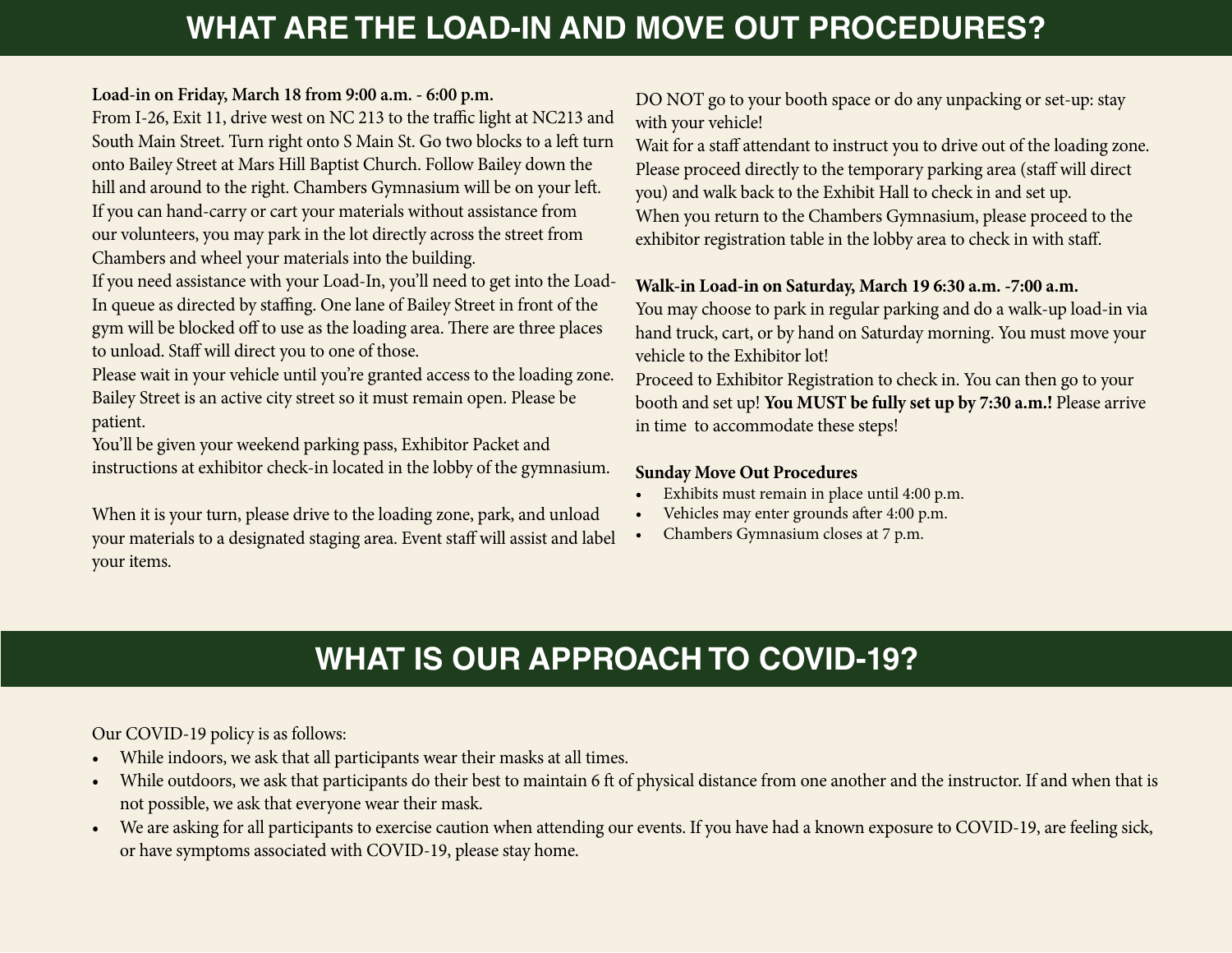# WHAT ARE THE LOAD-IN AND MOVE OUT PROCEDURES?

**Load-in on Friday, March 18 from 9:00 a.m. - 6:00 p.m.**

From I-26, Exit 11, drive west on NC 213 to the traffic light at NC213 and South Main Street. Turn right onto S Main St. Go two blocks to a left turn onto Bailey Street at Mars Hill Baptist Church. Follow Bailey down the hill and around to the right. Chambers Gymnasium will be on your left.

If you can hand-carry or cart your materials without assistance from our volunteers, you may park in the lot directly across the street from Chambers and wheel your materials into the building.

If you need assistance with your Load-In, you'll need to get into the Load-In queue as directed by staffing. One lane of Bailey Street in front of the gym will be blocked off to use as the loading area. There are three places to unload. Staff will direct you to one of those.

Please wait in your vehicle until you're granted access to the loading zone. Bailey Street is an active city street so it must remain open. Please be patient.

You'll be given your weekend parking pass, Exhibitor Packet and instructions at exhibitor check-in located in the lobby of the gymnasium.

When it is your turn, please drive to the loading zone, park, and unload your materials to a designated staging area. Event staff will assist and label your items.

DO NOT go to your booth space or do any unpacking or set-up: stay with your vehicle!

Wait for a staff attendant to instruct you to drive out of the loading zone. Please proceed directly to the temporary parking area (staff will direct you) and walk back to the Exhibit Hall to check in and set up.

When you return to the Chambers Gymnasium, please proceed to the exhibitor registration table in the lobby area to check in with staff.

**Walk-in Load-in on Saturday, March 19 6:30 a.m. -7:00 a.m.**

You may choose to park in regular parking and do a walk-up load-in via hand truck, cart, or by hand on Saturday morning. You must move your vehicle to the Exhibitor lot!

Proceed to Exhibitor Registration to check in. You can then go to your booth and set up! **You MUST be fully set up by 7:30 a.m.!** Please arrive in time to accommodate these steps!

**Sunday Move Out Procedures**

- Exhibits must remain in place until 4:00 p.m.
- Vehicles may enter grounds after 4:00 p.m.
- Chambers Gymnasium closes at 7 p.m.

# WHAT IS OUR APPROACH TO COVID-19?

Our COVID-19 policy is as follows:

- While indoors, we ask that all participants wear their masks at all times.
- While outdoors, we ask that participants do their best to maintain 6 ft of physical distance from one another and the instructor. If and when that is not possible, we ask that everyone wear their mask.
- We are asking for all participants to exercise caution when attending our events. If you have had a known exposure to COVID-19, are feeling sick, or have symptoms associated with COVID-19, please stay home.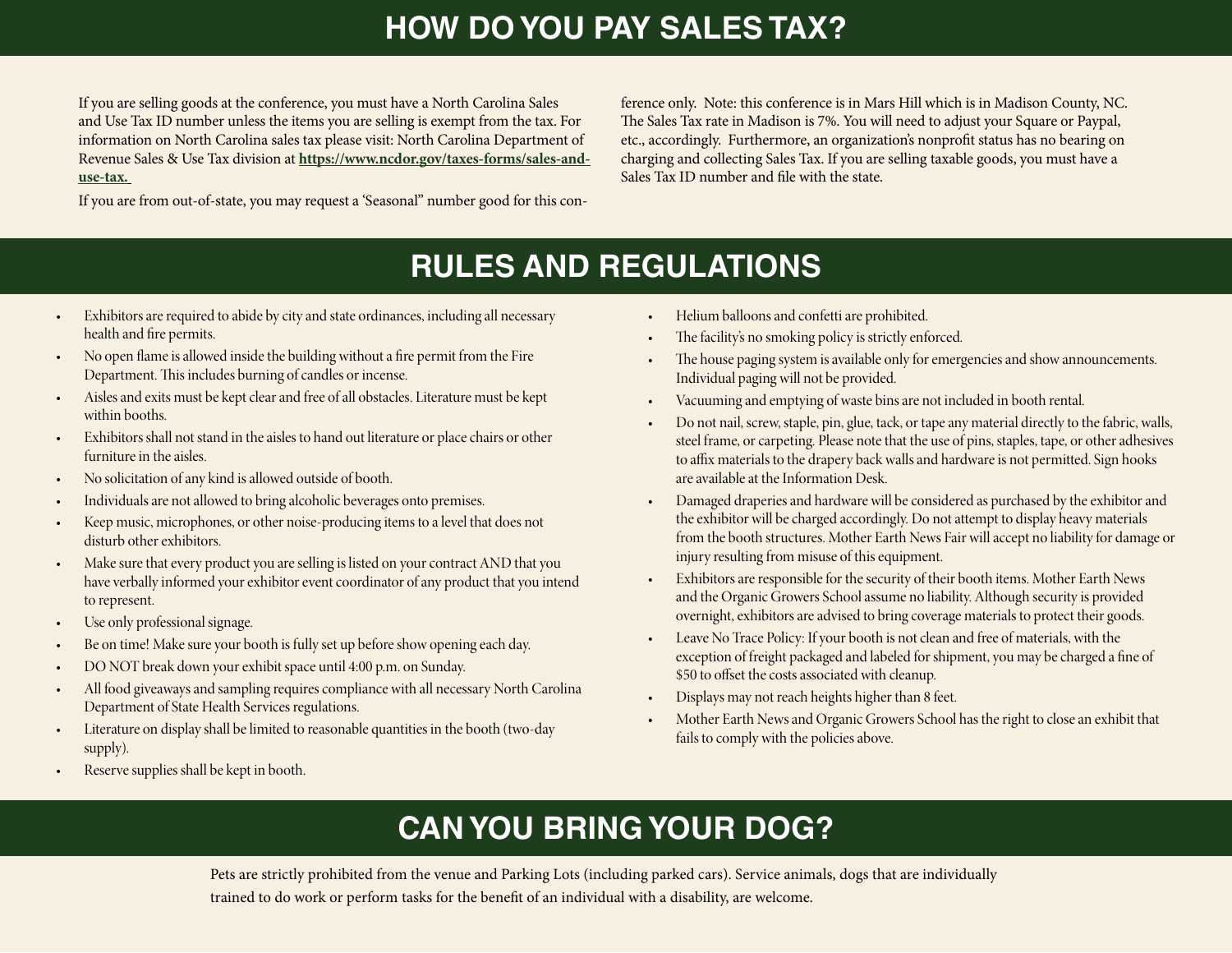# HOW DO YOU PAY SALES TAX?

If you are selling goods at the conference, you must have a North Carolina Sales and Use Tax ID number unless the items you are selling is exempt from the tax. For information on North Carolina sales tax please visit: North Carolina Department of Revenue Sales & Use Tax division at **https://www.ncdor.gov/taxes-forms/sales-and-use-tax.**

If you are from out-of-state, you may request a 'Seasonal" number good for this conference only. Note: this conference is in Mars Hill which is in Madison County, NC. The Sales Tax rate in Madison is 7%. You will need to adjust your Square or Paypal, etc., accordingly. Furthermore, an organization's nonprofit status has no bearing on charging and collecting Sales Tax. If you are selling taxable goods, you must have a Sales Tax ID number and file with the state.

# RULES AND REGULATIONS

- Exhibitors are required to abide by city and state ordinances, including all necessary health and fire permits.
- No open flame is allowed inside the building without a fire permit from the Fire Department. This includes burning of candles or incense.
- Aisles and exits must be kept clear and free of all obstacles. Literature must be kept within booths.
- Exhibitors shall not stand in the aisles to hand out literature or place chairs or other furniture in the aisles.
- No solicitation of any kind is allowed outside of booth.
- Individuals are not allowed to bring alcoholic beverages onto premises.
- Keep music, microphones, or other noise-producing items to a level that does not disturb other exhibitors.
- Make sure that every product you are selling is listed on your contract AND that you have verbally informed your exhibitor event coordinator of any product that you intend to represent.
- Use only professional signage.
- Be on time! Make sure your booth is fully set up before show opening each day.
- DO NOT break down your exhibit space until 4:00 p.m. on Sunday.
- All food giveaways and sampling requires compliance with all necessary North Carolina Department of State Health Services regulations.
- Literature on display shall be limited to reasonable quantities in the booth (two-day supply).
- Reserve supplies shall be kept in booth.
- Helium balloons and confetti are prohibited.
- The facility's no smoking policy is strictly enforced.
- The house paging system is available only for emergencies and show announcements. Individual paging will not be provided.
- Vacuuming and emptying of waste bins are not included in booth rental.
- Do not nail, screw, staple, pin, glue, tack, or tape any material directly to the fabric, walls, steel frame, or carpeting. Please note that the use of pins, staples, tape, or other adhesives to affix materials to the drapery back walls and hardware is not permitted. Sign hooks are available at the Information Desk.
- Damaged draperies and hardware will be considered as purchased by the exhibitor and the exhibitor will be charged accordingly. Do not attempt to display heavy materials from the booth structures. Mother Earth News Fair will accept no liability for damage or injury resulting from misuse of this equipment.
- Exhibitors are responsible for the security of their booth items. Mother Earth News and the Organic Growers School assume no liability. Although security is provided overnight, exhibitors are advised to bring coverage materials to protect their goods.
- Leave No Trace Policy: If your booth is not clean and free of materials, with the exception of freight packaged and labeled for shipment, you may be charged a fine of $50 to offset the costs associated with cleanup.
- Displays may not reach heights higher than 8 feet.
- Mother Earth News and Organic Growers School has the right to close an exhibit that fails to comply with the policies above.

# CAN YOU BRING YOUR DOG?

Pets are strictly prohibited from the venue and Parking Lots (including parked cars). Service animals, dogs that are individually trained to do work or perform tasks for the benefit of an individual with a disability, are welcome.